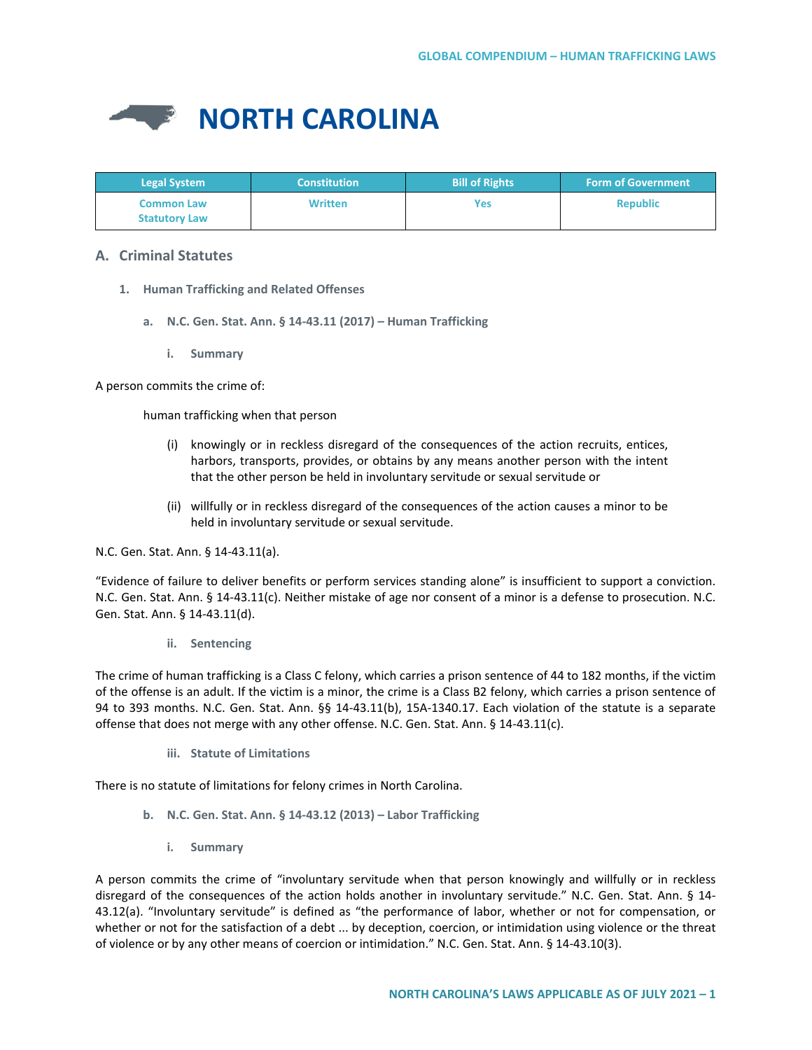# NORTH CAROLINA

| Legal System | Constitution | Bill of Rights | Form of Government |
|---|---|---|---|
| Common Law<br>Statutory Law | Written | Yes | Republic |

## A. Criminal Statutes

### 1. Human Trafficking and Related Offenses

#### a. N.C. Gen. Stat. Ann. § 14-43.11 (2017) – Human Trafficking

##### i. Summary

A person commits the crime of:

human trafficking when that person

(i) knowingly or in reckless disregard of the consequences of the action recruits, entices, harbors, transports, provides, or obtains by any means another person with the intent that the other person be held in involuntary servitude or sexual servitude or

(ii) willfully or in reckless disregard of the consequences of the action causes a minor to be held in involuntary servitude or sexual servitude.

N.C. Gen. Stat. Ann. § 14-43.11(a).

"Evidence of failure to deliver benefits or perform services standing alone" is insufficient to support a conviction. N.C. Gen. Stat. Ann. § 14-43.11(c). Neither mistake of age nor consent of a minor is a defense to prosecution. N.C. Gen. Stat. Ann. § 14-43.11(d).

##### ii. Sentencing

The crime of human trafficking is a Class C felony, which carries a prison sentence of 44 to 182 months, if the victim of the offense is an adult. If the victim is a minor, the crime is a Class B2 felony, which carries a prison sentence of 94 to 393 months. N.C. Gen. Stat. Ann. §§ 14-43.11(b), 15A-1340.17. Each violation of the statute is a separate offense that does not merge with any other offense. N.C. Gen. Stat. Ann. § 14-43.11(c).

##### iii. Statute of Limitations

There is no statute of limitations for felony crimes in North Carolina.

#### b. N.C. Gen. Stat. Ann. § 14-43.12 (2013) – Labor Trafficking

##### i. Summary

A person commits the crime of "involuntary servitude when that person knowingly and willfully or in reckless disregard of the consequences of the action holds another in involuntary servitude." N.C. Gen. Stat. Ann. § 14-43.12(a). "Involuntary servitude" is defined as "the performance of labor, whether or not for compensation, or whether or not for the satisfaction of a debt ... by deception, coercion, or intimidation using violence or the threat of violence or by any other means of coercion or intimidation." N.C. Gen. Stat. Ann. § 14-43.10(3).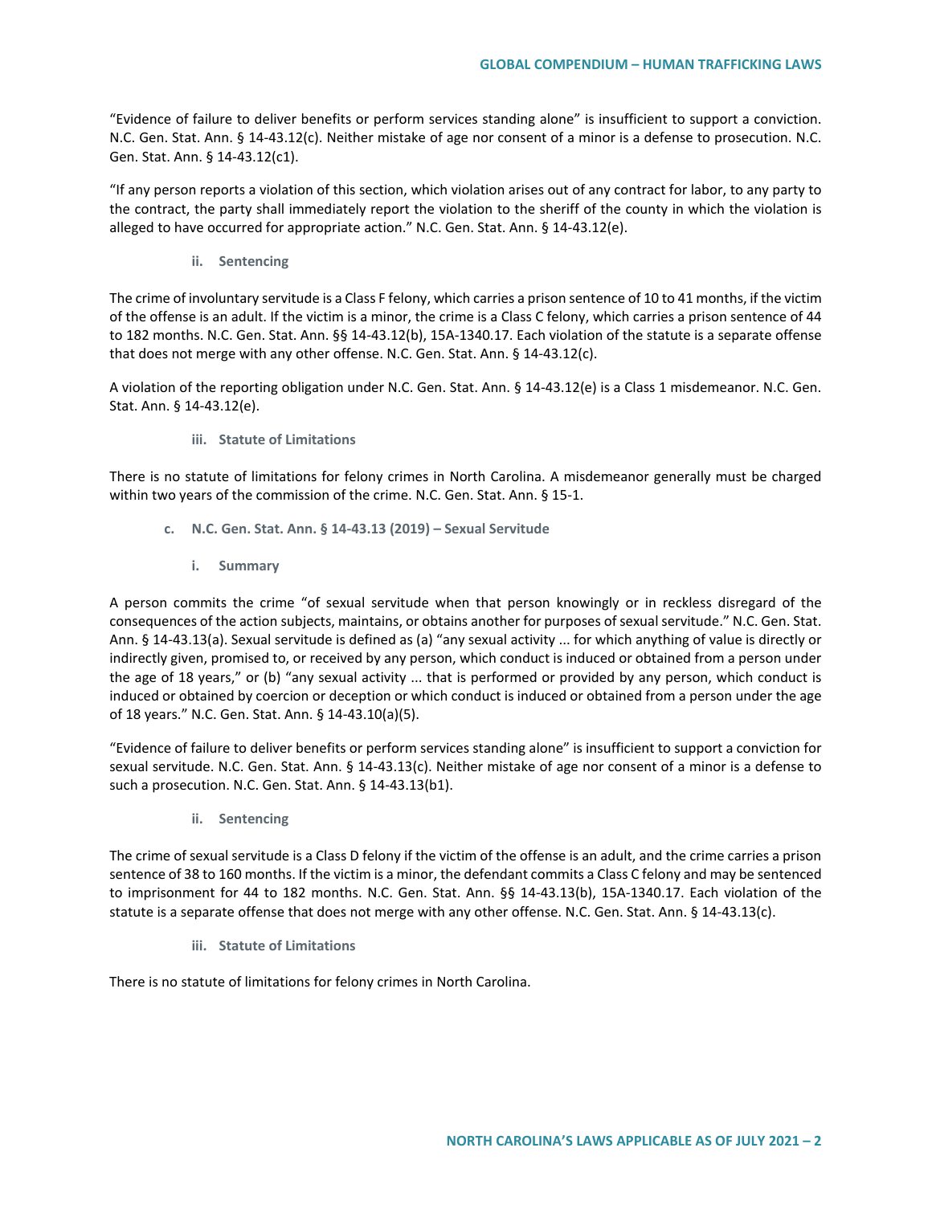"Evidence of failure to deliver benefits or perform services standing alone" is insufficient to support a conviction. N.C. Gen. Stat. Ann. § 14-43.12(c). Neither mistake of age nor consent of a minor is a defense to prosecution. N.C. Gen. Stat. Ann. § 14-43.12(c1).

"If any person reports a violation of this section, which violation arises out of any contract for labor, to any party to the contract, the party shall immediately report the violation to the sheriff of the county in which the violation is alleged to have occurred for appropriate action." N.C. Gen. Stat. Ann. § 14-43.12(e).

#### ii. Sentencing

The crime of involuntary servitude is a Class F felony, which carries a prison sentence of 10 to 41 months, if the victim of the offense is an adult. If the victim is a minor, the crime is a Class C felony, which carries a prison sentence of 44 to 182 months. N.C. Gen. Stat. Ann. §§ 14-43.12(b), 15A-1340.17. Each violation of the statute is a separate offense that does not merge with any other offense. N.C. Gen. Stat. Ann. § 14-43.12(c).

A violation of the reporting obligation under N.C. Gen. Stat. Ann. § 14-43.12(e) is a Class 1 misdemeanor. N.C. Gen. Stat. Ann. § 14-43.12(e).

#### iii. Statute of Limitations

There is no statute of limitations for felony crimes in North Carolina. A misdemeanor generally must be charged within two years of the commission of the crime. N.C. Gen. Stat. Ann. § 15-1.

### c. N.C. Gen. Stat. Ann. § 14-43.13 (2019) – Sexual Servitude

#### i. Summary

A person commits the crime "of sexual servitude when that person knowingly or in reckless disregard of the consequences of the action subjects, maintains, or obtains another for purposes of sexual servitude." N.C. Gen. Stat. Ann. § 14-43.13(a). Sexual servitude is defined as (a) "any sexual activity ... for which anything of value is directly or indirectly given, promised to, or received by any person, which conduct is induced or obtained from a person under the age of 18 years," or (b) "any sexual activity ... that is performed or provided by any person, which conduct is induced or obtained by coercion or deception or which conduct is induced or obtained from a person under the age of 18 years." N.C. Gen. Stat. Ann. § 14-43.10(a)(5).

"Evidence of failure to deliver benefits or perform services standing alone" is insufficient to support a conviction for sexual servitude. N.C. Gen. Stat. Ann. § 14-43.13(c). Neither mistake of age nor consent of a minor is a defense to such a prosecution. N.C. Gen. Stat. Ann. § 14-43.13(b1).

#### ii. Sentencing

The crime of sexual servitude is a Class D felony if the victim of the offense is an adult, and the crime carries a prison sentence of 38 to 160 months. If the victim is a minor, the defendant commits a Class C felony and may be sentenced to imprisonment for 44 to 182 months. N.C. Gen. Stat. Ann. §§ 14-43.13(b), 15A-1340.17. Each violation of the statute is a separate offense that does not merge with any other offense. N.C. Gen. Stat. Ann. § 14-43.13(c).

#### iii. Statute of Limitations

There is no statute of limitations for felony crimes in North Carolina.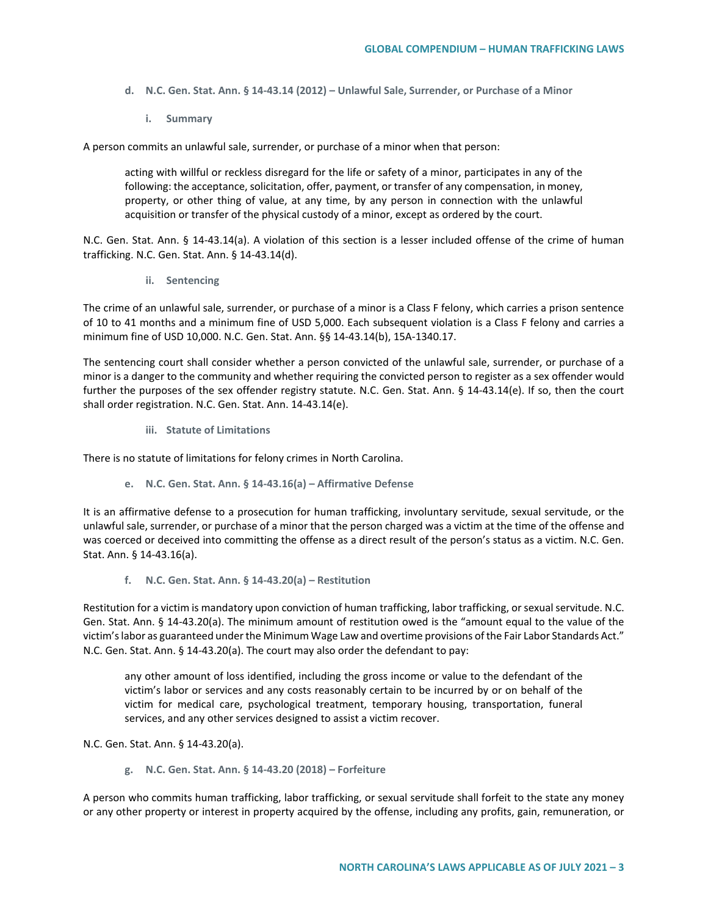#### d. N.C. Gen. Stat. Ann. § 14-43.14 (2012) – Unlawful Sale, Surrender, or Purchase of a Minor

##### i. Summary

A person commits an unlawful sale, surrender, or purchase of a minor when that person:

> acting with willful or reckless disregard for the life or safety of a minor, participates in any of the following: the acceptance, solicitation, offer, payment, or transfer of any compensation, in money, property, or other thing of value, at any time, by any person in connection with the unlawful acquisition or transfer of the physical custody of a minor, except as ordered by the court.

N.C. Gen. Stat. Ann. § 14-43.14(a). A violation of this section is a lesser included offense of the crime of human trafficking. N.C. Gen. Stat. Ann. § 14-43.14(d).

##### ii. Sentencing

The crime of an unlawful sale, surrender, or purchase of a minor is a Class F felony, which carries a prison sentence of 10 to 41 months and a minimum fine of USD 5,000. Each subsequent violation is a Class F felony and carries a minimum fine of USD 10,000. N.C. Gen. Stat. Ann. §§ 14-43.14(b), 15A-1340.17.

The sentencing court shall consider whether a person convicted of the unlawful sale, surrender, or purchase of a minor is a danger to the community and whether requiring the convicted person to register as a sex offender would further the purposes of the sex offender registry statute. N.C. Gen. Stat. Ann. § 14-43.14(e). If so, then the court shall order registration. N.C. Gen. Stat. Ann. 14-43.14(e).

##### iii. Statute of Limitations

There is no statute of limitations for felony crimes in North Carolina.

#### e. N.C. Gen. Stat. Ann. § 14-43.16(a) – Affirmative Defense

It is an affirmative defense to a prosecution for human trafficking, involuntary servitude, sexual servitude, or the unlawful sale, surrender, or purchase of a minor that the person charged was a victim at the time of the offense and was coerced or deceived into committing the offense as a direct result of the person's status as a victim. N.C. Gen. Stat. Ann. § 14-43.16(a).

#### f. N.C. Gen. Stat. Ann. § 14-43.20(a) – Restitution

Restitution for a victim is mandatory upon conviction of human trafficking, labor trafficking, or sexual servitude. N.C. Gen. Stat. Ann. § 14-43.20(a). The minimum amount of restitution owed is the "amount equal to the value of the victim's labor as guaranteed under the Minimum Wage Law and overtime provisions of the Fair Labor Standards Act." N.C. Gen. Stat. Ann. § 14-43.20(a). The court may also order the defendant to pay:

> any other amount of loss identified, including the gross income or value to the defendant of the victim's labor or services and any costs reasonably certain to be incurred by or on behalf of the victim for medical care, psychological treatment, temporary housing, transportation, funeral services, and any other services designed to assist a victim recover.

N.C. Gen. Stat. Ann. § 14-43.20(a).

#### g. N.C. Gen. Stat. Ann. § 14-43.20 (2018) – Forfeiture

A person who commits human trafficking, labor trafficking, or sexual servitude shall forfeit to the state any money or any other property or interest in property acquired by the offense, including any profits, gain, remuneration, or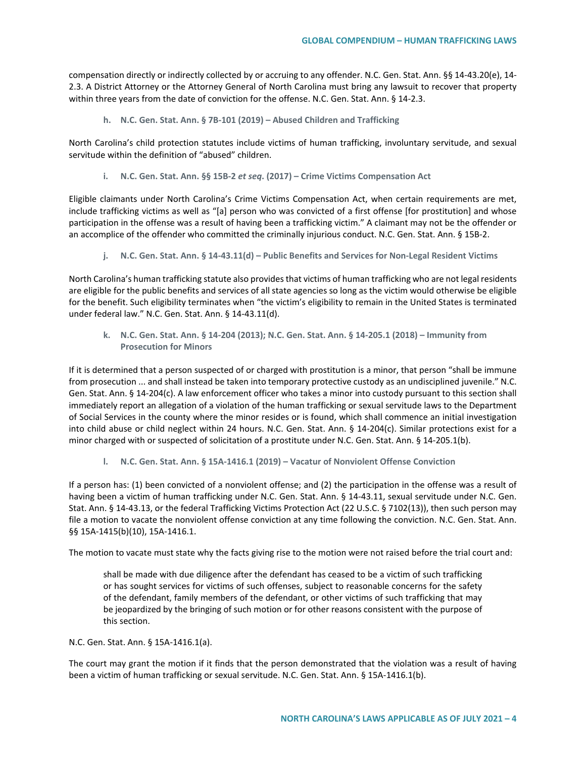compensation directly or indirectly collected by or accruing to any offender. N.C. Gen. Stat. Ann. §§ 14-43.20(e), 14-2.3. A District Attorney or the Attorney General of North Carolina must bring any lawsuit to recover that property within three years from the date of conviction for the offense. N.C. Gen. Stat. Ann. § 14-2.3.

#### h. N.C. Gen. Stat. Ann. § 7B-101 (2019) – Abused Children and Trafficking

North Carolina's child protection statutes include victims of human trafficking, involuntary servitude, and sexual servitude within the definition of "abused" children.

#### i. N.C. Gen. Stat. Ann. §§ 15B-2 *et seq.* (2017) – Crime Victims Compensation Act

Eligible claimants under North Carolina's Crime Victims Compensation Act, when certain requirements are met, include trafficking victims as well as "[a] person who was convicted of a first offense [for prostitution] and whose participation in the offense was a result of having been a trafficking victim." A claimant may not be the offender or an accomplice of the offender who committed the criminally injurious conduct. N.C. Gen. Stat. Ann. § 15B-2.

#### j. N.C. Gen. Stat. Ann. § 14-43.11(d) – Public Benefits and Services for Non-Legal Resident Victims

North Carolina's human trafficking statute also provides that victims of human trafficking who are not legal residents are eligible for the public benefits and services of all state agencies so long as the victim would otherwise be eligible for the benefit. Such eligibility terminates when "the victim's eligibility to remain in the United States is terminated under federal law." N.C. Gen. Stat. Ann. § 14-43.11(d).

#### k. N.C. Gen. Stat. Ann. § 14-204 (2013); N.C. Gen. Stat. Ann. § 14-205.1 (2018) – Immunity from Prosecution for Minors

If it is determined that a person suspected of or charged with prostitution is a minor, that person "shall be immune from prosecution ... and shall instead be taken into temporary protective custody as an undisciplined juvenile." N.C. Gen. Stat. Ann. § 14-204(c). A law enforcement officer who takes a minor into custody pursuant to this section shall immediately report an allegation of a violation of the human trafficking or sexual servitude laws to the Department of Social Services in the county where the minor resides or is found, which shall commence an initial investigation into child abuse or child neglect within 24 hours. N.C. Gen. Stat. Ann. § 14-204(c). Similar protections exist for a minor charged with or suspected of solicitation of a prostitute under N.C. Gen. Stat. Ann. § 14-205.1(b).

#### l. N.C. Gen. Stat. Ann. § 15A-1416.1 (2019) – Vacatur of Nonviolent Offense Conviction

If a person has: (1) been convicted of a nonviolent offense; and (2) the participation in the offense was a result of having been a victim of human trafficking under N.C. Gen. Stat. Ann. § 14-43.11, sexual servitude under N.C. Gen. Stat. Ann. § 14-43.13, or the federal Trafficking Victims Protection Act (22 U.S.C. § 7102(13)), then such person may file a motion to vacate the nonviolent offense conviction at any time following the conviction. N.C. Gen. Stat. Ann. §§ 15A-1415(b)(10), 15A-1416.1.

The motion to vacate must state why the facts giving rise to the motion were not raised before the trial court and:

> shall be made with due diligence after the defendant has ceased to be a victim of such trafficking or has sought services for victims of such offenses, subject to reasonable concerns for the safety of the defendant, family members of the defendant, or other victims of such trafficking that may be jeopardized by the bringing of such motion or for other reasons consistent with the purpose of this section.

N.C. Gen. Stat. Ann. § 15A-1416.1(a).

The court may grant the motion if it finds that the person demonstrated that the violation was a result of having been a victim of human trafficking or sexual servitude. N.C. Gen. Stat. Ann. § 15A-1416.1(b).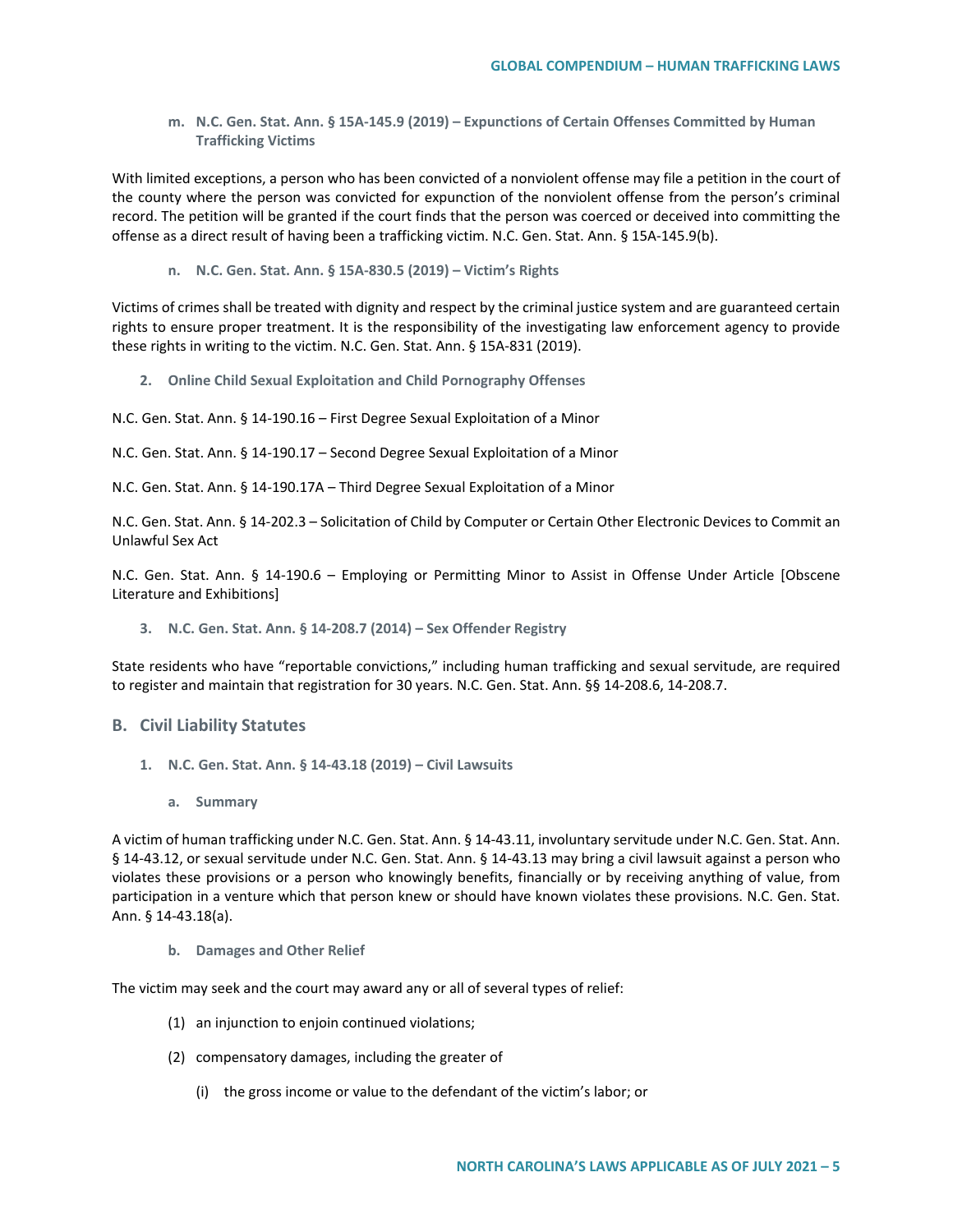**m. N.C. Gen. Stat. Ann. § 15A-145.9 (2019) – Expunctions of Certain Offenses Committed by Human Trafficking Victims**

With limited exceptions, a person who has been convicted of a nonviolent offense may file a petition in the court of the county where the person was convicted for expunction of the nonviolent offense from the person's criminal record. The petition will be granted if the court finds that the person was coerced or deceived into committing the offense as a direct result of having been a trafficking victim. N.C. Gen. Stat. Ann. § 15A-145.9(b).

**n. N.C. Gen. Stat. Ann. § 15A-830.5 (2019) – Victim's Rights**

Victims of crimes shall be treated with dignity and respect by the criminal justice system and are guaranteed certain rights to ensure proper treatment. It is the responsibility of the investigating law enforcement agency to provide these rights in writing to the victim. N.C. Gen. Stat. Ann. § 15A-831 (2019).

### 2. Online Child Sexual Exploitation and Child Pornography Offenses

N.C. Gen. Stat. Ann. § 14-190.16 – First Degree Sexual Exploitation of a Minor

N.C. Gen. Stat. Ann. § 14-190.17 – Second Degree Sexual Exploitation of a Minor

N.C. Gen. Stat. Ann. § 14-190.17A – Third Degree Sexual Exploitation of a Minor

N.C. Gen. Stat. Ann. § 14-202.3 – Solicitation of Child by Computer or Certain Other Electronic Devices to Commit an Unlawful Sex Act

N.C. Gen. Stat. Ann. § 14-190.6 – Employing or Permitting Minor to Assist in Offense Under Article [Obscene Literature and Exhibitions]

### 3. N.C. Gen. Stat. Ann. § 14-208.7 (2014) – Sex Offender Registry

State residents who have "reportable convictions," including human trafficking and sexual servitude, are required to register and maintain that registration for 30 years. N.C. Gen. Stat. Ann. §§ 14-208.6, 14-208.7.

## B. Civil Liability Statutes

### 1. N.C. Gen. Stat. Ann. § 14-43.18 (2019) – Civil Lawsuits

**a. Summary**

A victim of human trafficking under N.C. Gen. Stat. Ann. § 14-43.11, involuntary servitude under N.C. Gen. Stat. Ann. § 14-43.12, or sexual servitude under N.C. Gen. Stat. Ann. § 14-43.13 may bring a civil lawsuit against a person who violates these provisions or a person who knowingly benefits, financially or by receiving anything of value, from participation in a venture which that person knew or should have known violates these provisions. N.C. Gen. Stat. Ann. § 14-43.18(a).

**b. Damages and Other Relief**

The victim may seek and the court may award any or all of several types of relief:

(1) an injunction to enjoin continued violations;

(2) compensatory damages, including the greater of

(i) the gross income or value to the defendant of the victim's labor; or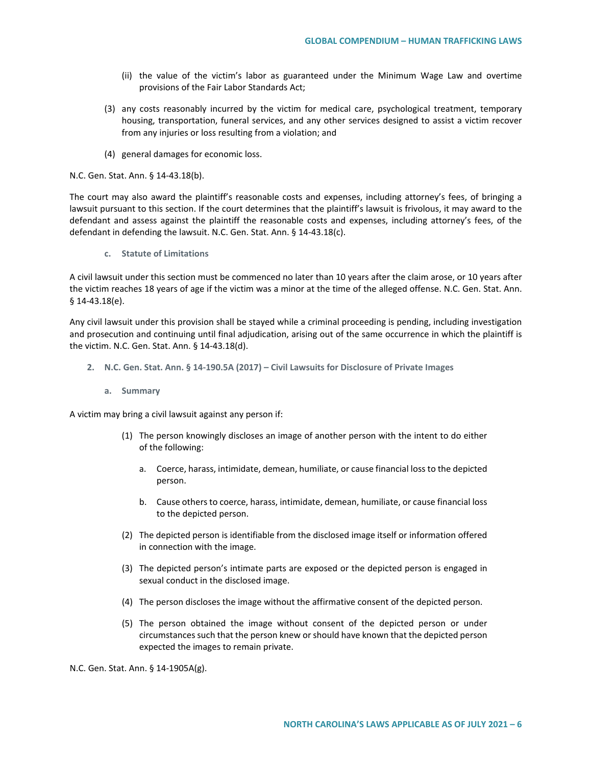(ii) the value of the victim's labor as guaranteed under the Minimum Wage Law and overtime provisions of the Fair Labor Standards Act;

(3) any costs reasonably incurred by the victim for medical care, psychological treatment, temporary housing, transportation, funeral services, and any other services designed to assist a victim recover from any injuries or loss resulting from a violation; and

(4) general damages for economic loss.

N.C. Gen. Stat. Ann. § 14-43.18(b).

The court may also award the plaintiff's reasonable costs and expenses, including attorney's fees, of bringing a lawsuit pursuant to this section. If the court determines that the plaintiff's lawsuit is frivolous, it may award to the defendant and assess against the plaintiff the reasonable costs and expenses, including attorney's fees, of the defendant in defending the lawsuit. N.C. Gen. Stat. Ann. § 14-43.18(c).

#### c. Statute of Limitations

A civil lawsuit under this section must be commenced no later than 10 years after the claim arose, or 10 years after the victim reaches 18 years of age if the victim was a minor at the time of the alleged offense. N.C. Gen. Stat. Ann. § 14-43.18(e).

Any civil lawsuit under this provision shall be stayed while a criminal proceeding is pending, including investigation and prosecution and continuing until final adjudication, arising out of the same occurrence in which the plaintiff is the victim. N.C. Gen. Stat. Ann. § 14-43.18(d).

### 2. N.C. Gen. Stat. Ann. § 14-190.5A (2017) – Civil Lawsuits for Disclosure of Private Images

#### a. Summary

A victim may bring a civil lawsuit against any person if:

(1) The person knowingly discloses an image of another person with the intent to do either of the following:

   a. Coerce, harass, intimidate, demean, humiliate, or cause financial loss to the depicted person.

   b. Cause others to coerce, harass, intimidate, demean, humiliate, or cause financial loss to the depicted person.

(2) The depicted person is identifiable from the disclosed image itself or information offered in connection with the image.

(3) The depicted person's intimate parts are exposed or the depicted person is engaged in sexual conduct in the disclosed image.

(4) The person discloses the image without the affirmative consent of the depicted person.

(5) The person obtained the image without consent of the depicted person or under circumstances such that the person knew or should have known that the depicted person expected the images to remain private.

N.C. Gen. Stat. Ann. § 14-1905A(g).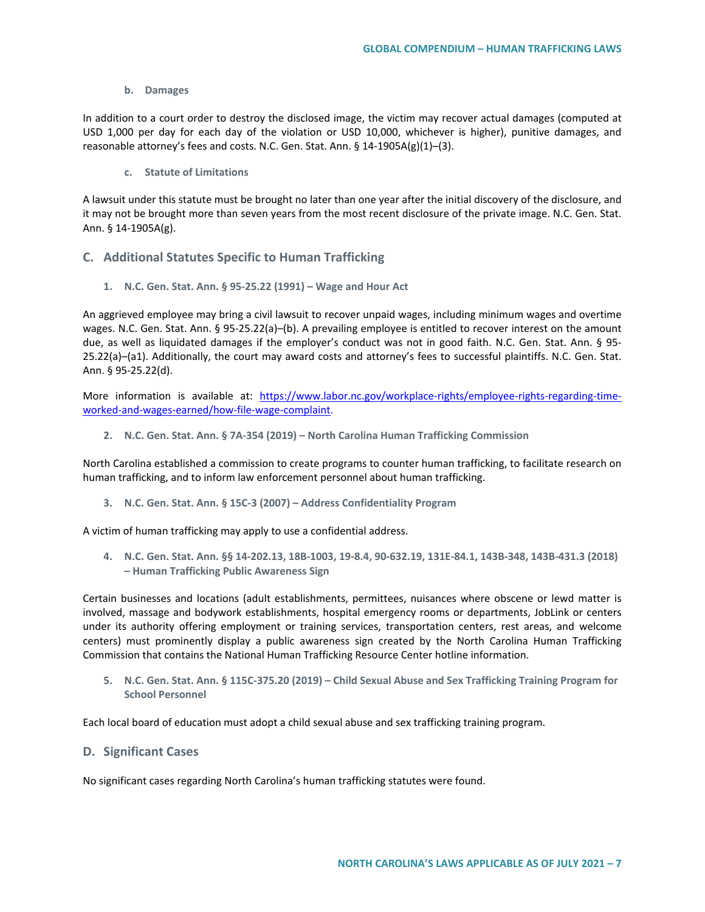#### b. Damages

In addition to a court order to destroy the disclosed image, the victim may recover actual damages (computed at USD 1,000 per day for each day of the violation or USD 10,000, whichever is higher), punitive damages, and reasonable attorney's fees and costs. N.C. Gen. Stat. Ann. § 14-1905A(g)(1)–(3).

#### c. Statute of Limitations

A lawsuit under this statute must be brought no later than one year after the initial discovery of the disclosure, and it may not be brought more than seven years from the most recent disclosure of the private image. N.C. Gen. Stat. Ann. § 14-1905A(g).

## C. Additional Statutes Specific to Human Trafficking

### 1. N.C. Gen. Stat. Ann. § 95-25.22 (1991) – Wage and Hour Act

An aggrieved employee may bring a civil lawsuit to recover unpaid wages, including minimum wages and overtime wages. N.C. Gen. Stat. Ann. § 95-25.22(a)–(b). A prevailing employee is entitled to recover interest on the amount due, as well as liquidated damages if the employer's conduct was not in good faith. N.C. Gen. Stat. Ann. § 95-25.22(a)–(a1). Additionally, the court may award costs and attorney's fees to successful plaintiffs. N.C. Gen. Stat. Ann. § 95-25.22(d).

More information is available at: [https://www.labor.nc.gov/workplace-rights/employee-rights-regarding-time-worked-and-wages-earned/how-file-wage-complaint](https://www.labor.nc.gov/workplace-rights/employee-rights-regarding-time-worked-and-wages-earned/how-file-wage-complaint).

### 2. N.C. Gen. Stat. Ann. § 7A-354 (2019) – North Carolina Human Trafficking Commission

North Carolina established a commission to create programs to counter human trafficking, to facilitate research on human trafficking, and to inform law enforcement personnel about human trafficking.

### 3. N.C. Gen. Stat. Ann. § 15C-3 (2007) – Address Confidentiality Program

A victim of human trafficking may apply to use a confidential address.

### 4. N.C. Gen. Stat. Ann. §§ 14-202.13, 18B-1003, 19-8.4, 90-632.19, 131E-84.1, 143B-348, 143B-431.3 (2018) – Human Trafficking Public Awareness Sign

Certain businesses and locations (adult establishments, permittees, nuisances where obscene or lewd matter is involved, massage and bodywork establishments, hospital emergency rooms or departments, JobLink or centers under its authority offering employment or training services, transportation centers, rest areas, and welcome centers) must prominently display a public awareness sign created by the North Carolina Human Trafficking Commission that contains the National Human Trafficking Resource Center hotline information.

### 5. N.C. Gen. Stat. Ann. § 115C-375.20 (2019) – Child Sexual Abuse and Sex Trafficking Training Program for School Personnel

Each local board of education must adopt a child sexual abuse and sex trafficking training program.

## D. Significant Cases

No significant cases regarding North Carolina's human trafficking statutes were found.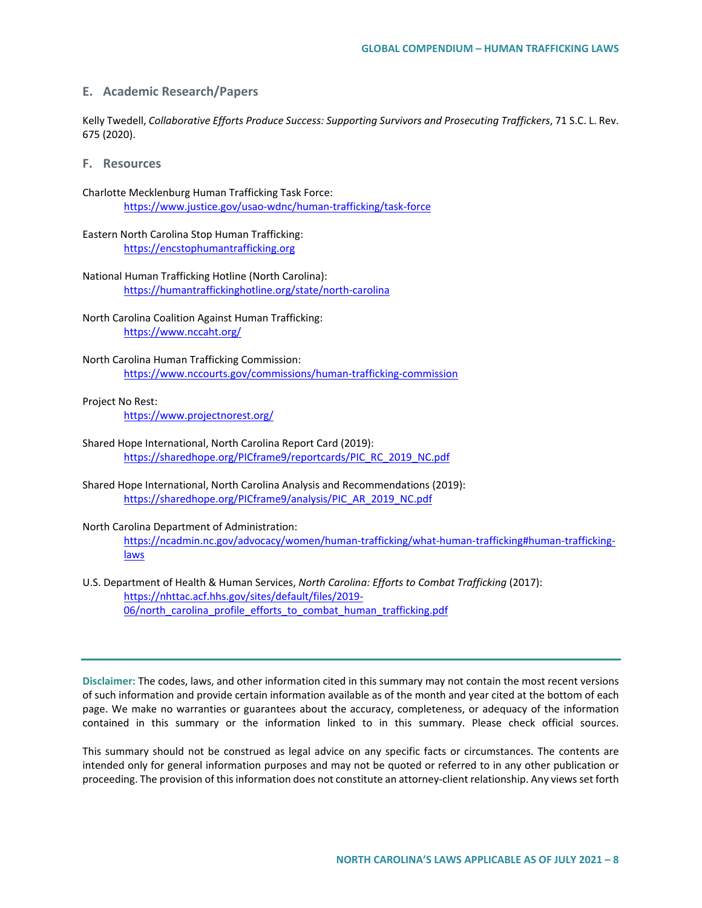## E. Academic Research/Papers

Kelly Twedell, *Collaborative Efforts Produce Success: Supporting Survivors and Prosecuting Traffickers*, 71 S.C. L. Rev. 675 (2020).

## F. Resources

Charlotte Mecklenburg Human Trafficking Task Force:
https://www.justice.gov/usao-wdnc/human-trafficking/task-force

Eastern North Carolina Stop Human Trafficking:
https://encstophumantrafficking.org

National Human Trafficking Hotline (North Carolina):
https://humantraffickinghotline.org/state/north-carolina

North Carolina Coalition Against Human Trafficking:
https://www.nccaht.org/

North Carolina Human Trafficking Commission:
https://www.nccourts.gov/commissions/human-trafficking-commission

Project No Rest:
https://www.projectnorest.org/

Shared Hope International, North Carolina Report Card (2019):
https://sharedhope.org/PICframe9/reportcards/PIC_RC_2019_NC.pdf

Shared Hope International, North Carolina Analysis and Recommendations (2019):
https://sharedhope.org/PICframe9/analysis/PIC_AR_2019_NC.pdf

North Carolina Department of Administration:
https://ncadmin.nc.gov/advocacy/women/human-trafficking/what-human-trafficking#human-trafficking-laws

U.S. Department of Health & Human Services, *North Carolina: Efforts to Combat Trafficking* (2017):
https://nhttac.acf.hhs.gov/sites/default/files/2019-06/north_carolina_profile_efforts_to_combat_human_trafficking.pdf

---

**Disclaimer:** The codes, laws, and other information cited in this summary may not contain the most recent versions of such information and provide certain information available as of the month and year cited at the bottom of each page. We make no warranties or guarantees about the accuracy, completeness, or adequacy of the information contained in this summary or the information linked to in this summary. Please check official sources.

This summary should not be construed as legal advice on any specific facts or circumstances. The contents are intended only for general information purposes and may not be quoted or referred to in any other publication or proceeding. The provision of this information does not constitute an attorney-client relationship. Any views set forth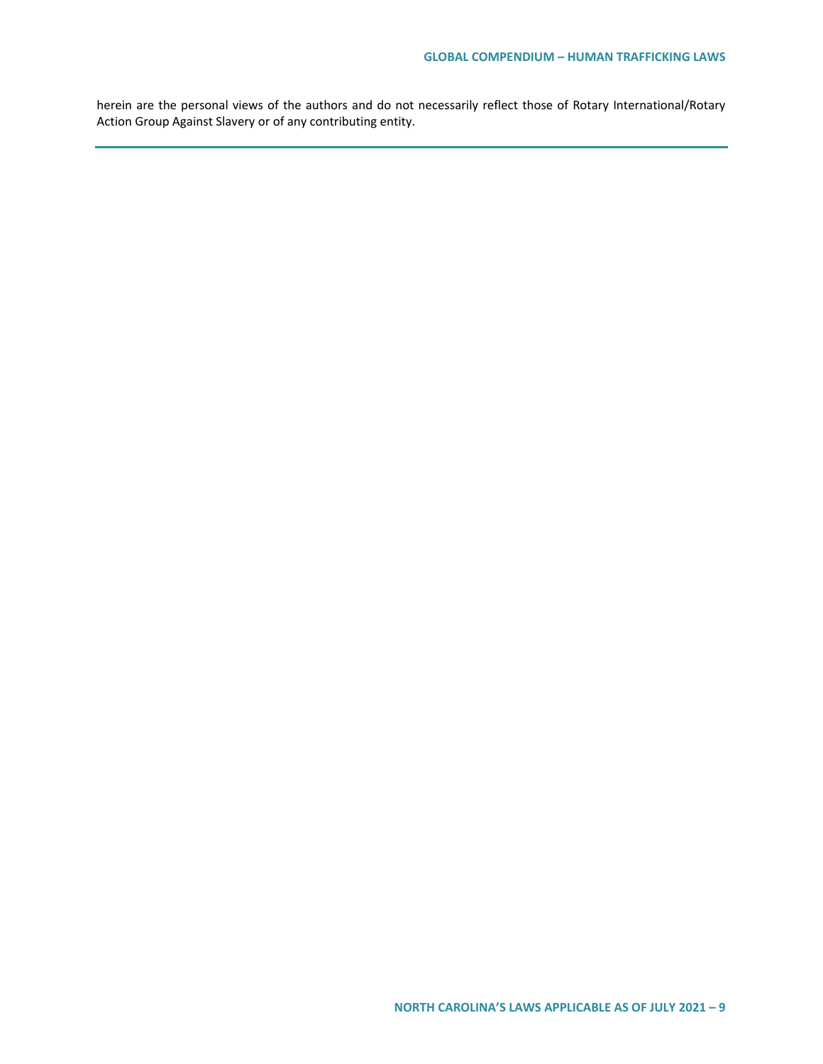herein are the personal views of the authors and do not necessarily reflect those of Rotary International/Rotary Action Group Against Slavery or of any contributing entity.

---